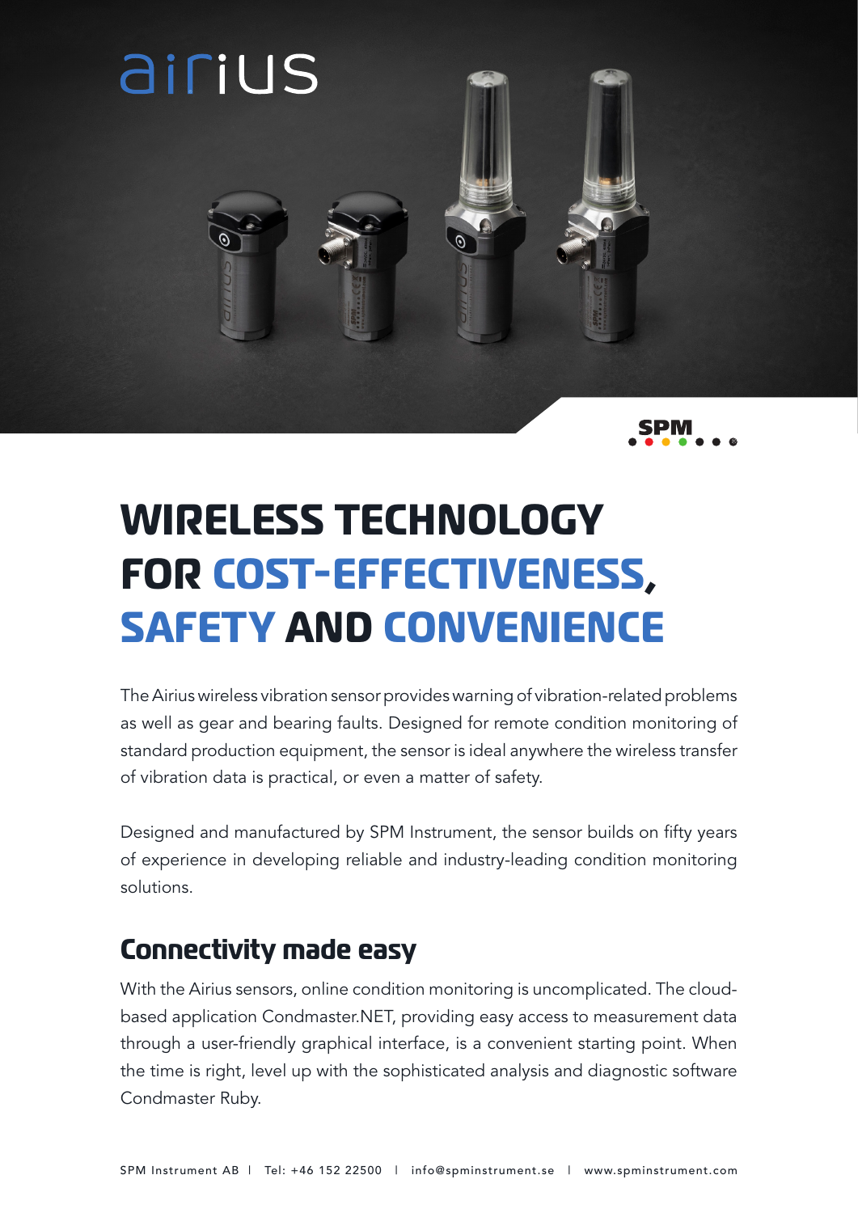airius

SPM

# WIRELESS TECHNOLOGY FOR COST-EFFECTIVENESS, SAFETY AND CONVENIENCE

The Airius wireless vibration sensor provides warning of vibration-related problems as well as gear and bearing faults. Designed for remote condition monitoring of standard production equipment, the sensor is ideal anywhere the wireless transfer of vibration data is practical, or even a matter of safety.

Designed and manufactured by SPM Instrument, the sensor builds on fifty years of experience in developing reliable and industry-leading condition monitoring solutions.

## Connectivity made easy

With the Airius sensors, online condition monitoring is uncomplicated. The cloud-based application Condmaster.NET, providing easy access to measurement data through a user-friendly graphical interface, is a convenient starting point. When the time is right, level up with the sophisticated analysis and diagnostic software Condmaster Ruby.

SPM Instrument AB | Tel: +46 152 22500 | info@spminstrument.se | www.spminstrument.com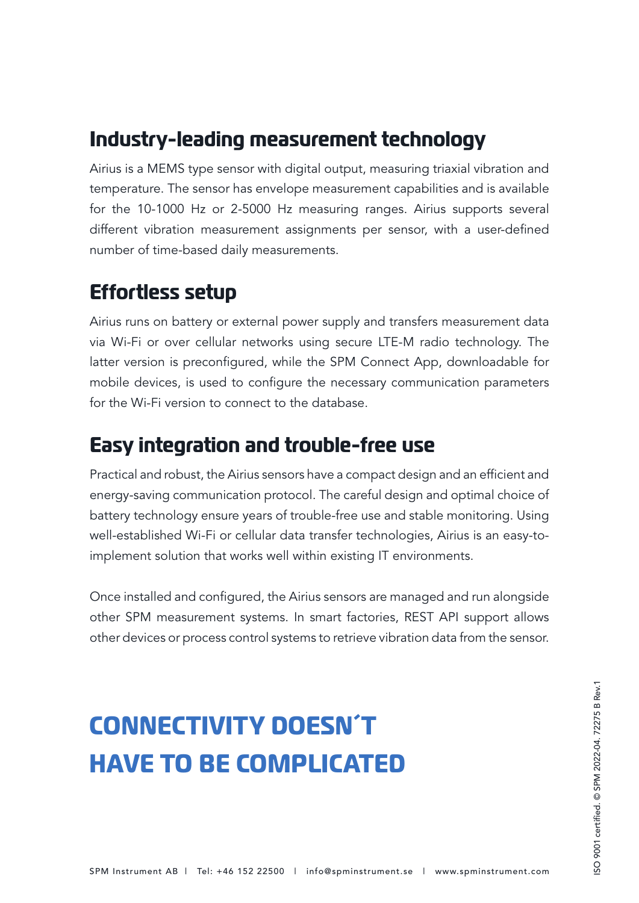## Industry-leading measurement technology

Airius is a MEMS type sensor with digital output, measuring triaxial vibration and temperature. The sensor has envelope measurement capabilities and is available for the 10-1000 Hz or 2-5000 Hz measuring ranges. Airius supports several different vibration measurement assignments per sensor, with a user-defined number of time-based daily measurements.

## Effortless setup

Airius runs on battery or external power supply and transfers measurement data via Wi-Fi or over cellular networks using secure LTE-M radio technology. The latter version is preconfigured, while the SPM Connect App, downloadable for mobile devices, is used to configure the necessary communication parameters for the Wi-Fi version to connect to the database.

## Easy integration and trouble-free use

Practical and robust, the Airius sensors have a compact design and an efficient and energy-saving communication protocol. The careful design and optimal choice of battery technology ensure years of trouble-free use and stable monitoring. Using well-established Wi-Fi or cellular data transfer technologies, Airius is an easy-to-implement solution that works well within existing IT environments.

Once installed and configured, the Airius sensors are managed and run alongside other SPM measurement systems. In smart factories, REST API support allows other devices or process control systems to retrieve vibration data from the sensor.

# CONNECTIVITY DOESN´T HAVE TO BE COMPLICATED

SPM Instrument AB | Tel: +46 152 22500 | info@spminstrument.se | www.spminstrument.com

ISO 9001 certified. © SPM 2022-04. 72275 B Rev.1